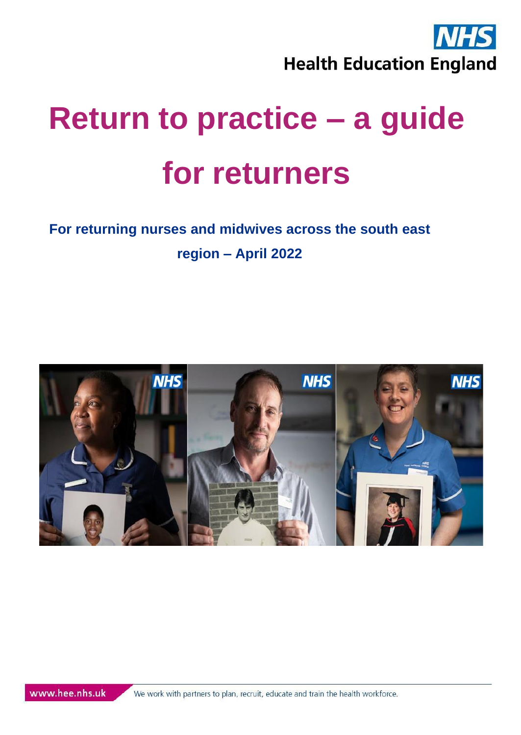NHS

Health Education England

# Return to practice – a guide for returners

## For returning nurses and midwives across the south east region – April 2022

www.hee.nhs.uk

We work with partners to plan, recruit, educate and train the health workforce.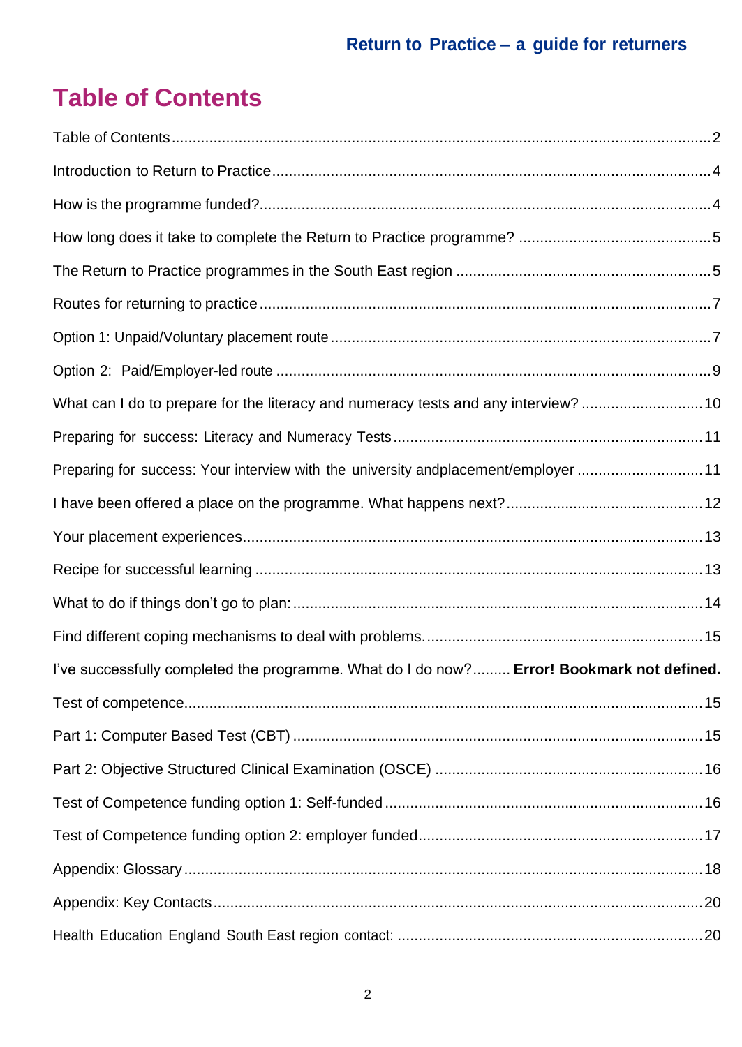# Table of Contents

Table of Contents....................................................................................................................2

Introduction to Return to Practice.........................................................................................4

How is the programme funded?...........................................................................................4

How long does it take to complete the Return to Practice programme? ...............................5

The Return to Practice programmes in the South East region ..............................................5

Routes for returning to practice ............................................................................................7

Option 1: Unpaid/Voluntary placement route ........................................................................7

Option 2: Paid/Employer-led route .......................................................................................9

What can I do to prepare for the literacy and numeracy tests and any interview? ...............10

Preparing for success: Literacy and Numeracy Tests..........................................................11

Preparing for success: Your interview with the university andplacement/employer ..............11

I have been offered a place on the programme. What happens next?.................................12

Your placement experiences...............................................................................................13

Recipe for successful learning ............................................................................................13

What to do if things don't go to plan:...................................................................................14

Find different coping mechanisms to deal with problems.....................................................15

I've successfully completed the programme. What do I do now?......... **Error! Bookmark not defined.**

Test of competence.............................................................................................................15

Part 1: Computer Based Test (CBT) ...................................................................................15

Part 2: Objective Structured Clinical Examination (OSCE) ..................................................16

Test of Competence funding option 1: Self-funded..............................................................16

Test of Competence funding option 2: employer funded......................................................17

Appendix: Glossary.............................................................................................................18

Appendix: Key Contacts......................................................................................................20

Health Education England South East region contact: .........................................................20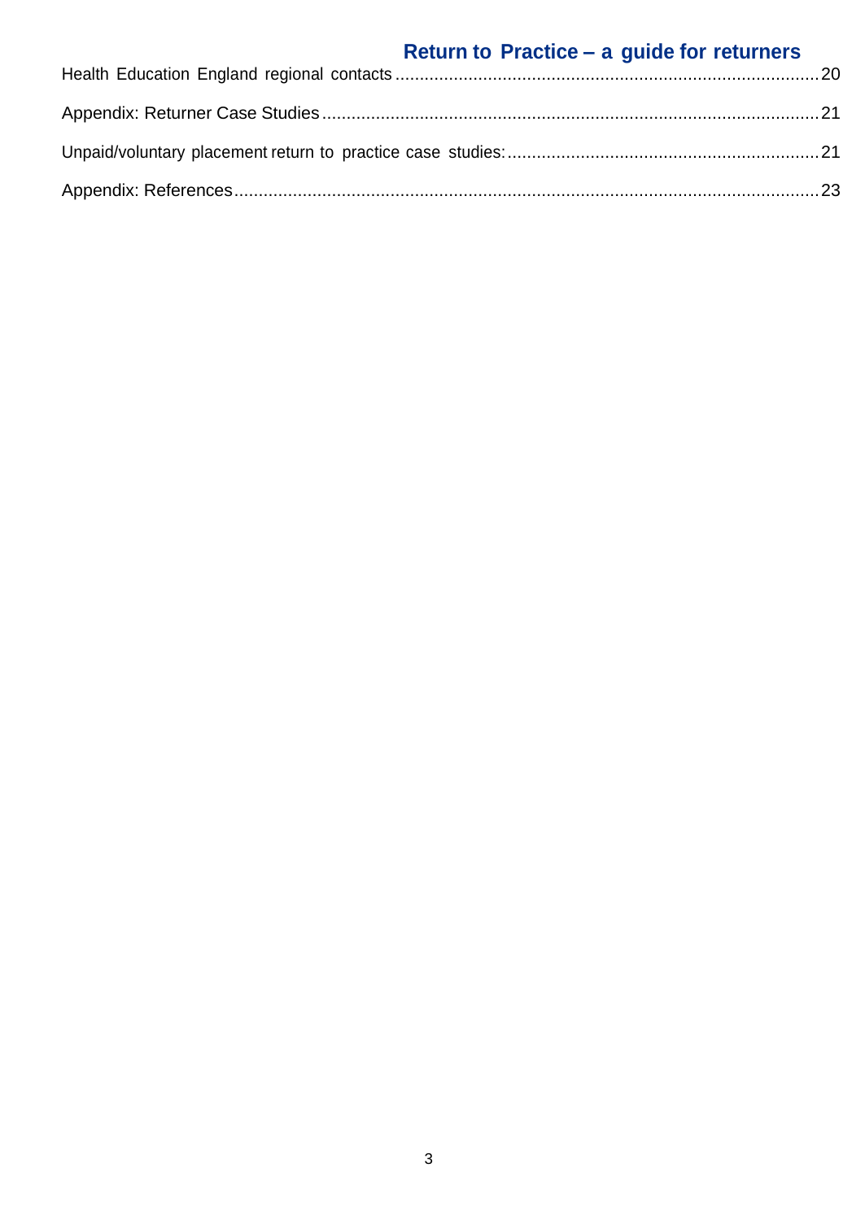Health Education England regional contacts ...................................................................................... 20

Appendix: Returner Case Studies ..................................................................................................... 21

Unpaid/voluntary placement return to practice case studies: ............................................................... 21

Appendix: References ....................................................................................................................... 23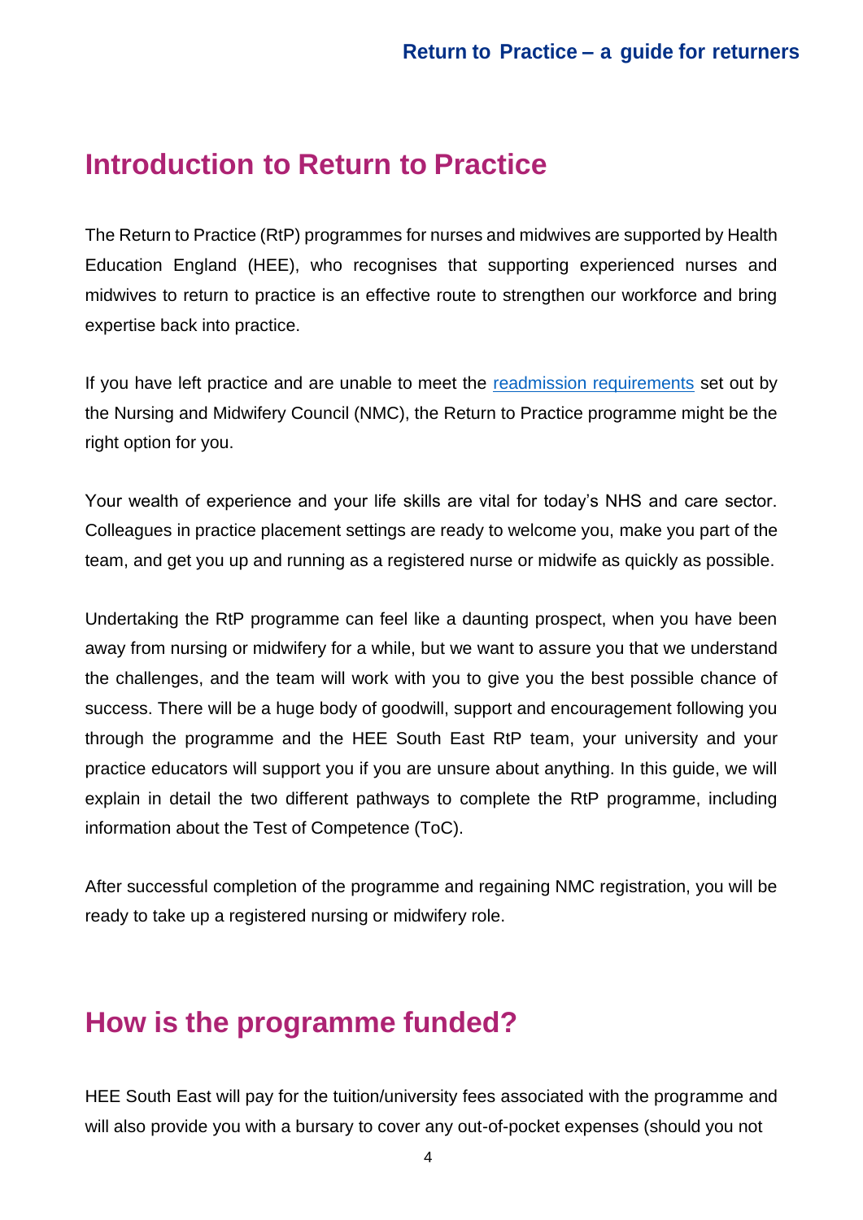## Introduction to Return to Practice

The Return to Practice (RtP) programmes for nurses and midwives are supported by Health Education England (HEE), who recognises that supporting experienced nurses and midwives to return to practice is an effective route to strengthen our workforce and bring expertise back into practice.

If you have left practice and are unable to meet the [readmission requirements] set out by the Nursing and Midwifery Council (NMC), the Return to Practice programme might be the right option for you.

Your wealth of experience and your life skills are vital for today's NHS and care sector. Colleagues in practice placement settings are ready to welcome you, make you part of the team, and get you up and running as a registered nurse or midwife as quickly as possible.

Undertaking the RtP programme can feel like a daunting prospect, when you have been away from nursing or midwifery for a while, but we want to assure you that we understand the challenges, and the team will work with you to give you the best possible chance of success. There will be a huge body of goodwill, support and encouragement following you through the programme and the HEE South East RtP team, your university and your practice educators will support you if you are unsure about anything. In this guide, we will explain in detail the two different pathways to complete the RtP programme, including information about the Test of Competence (ToC).

After successful completion of the programme and regaining NMC registration, you will be ready to take up a registered nursing or midwifery role.

## How is the programme funded?

HEE South East will pay for the tuition/university fees associated with the programme and will also provide you with a bursary to cover any out-of-pocket expenses (should you not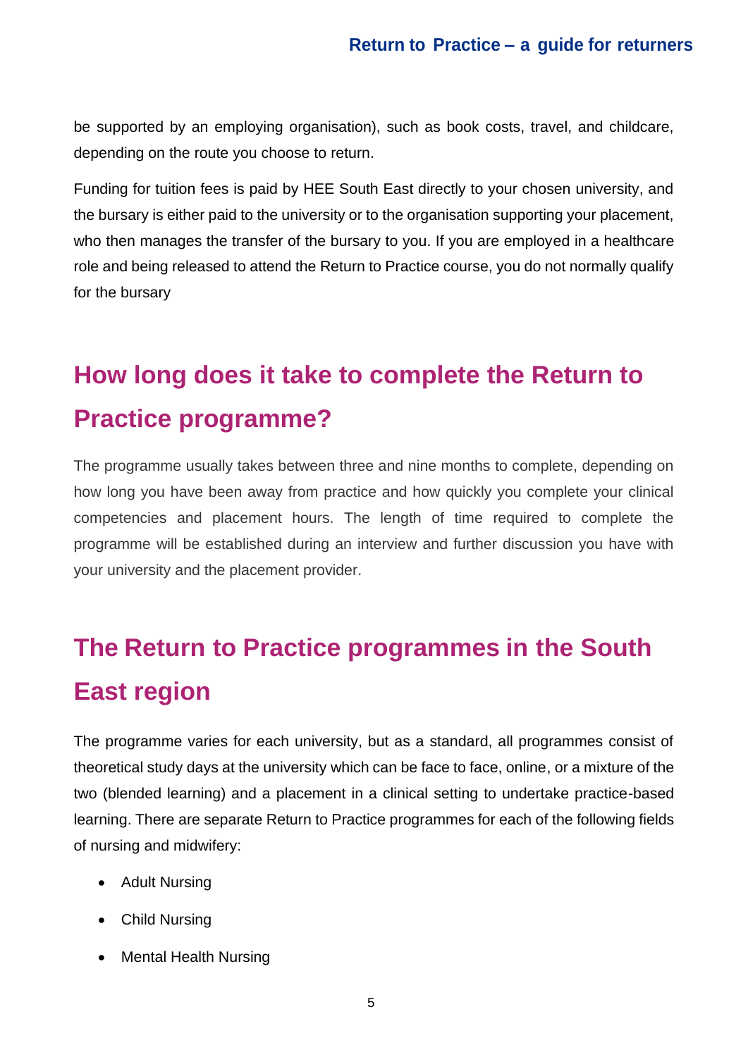be supported by an employing organisation), such as book costs, travel, and childcare, depending on the route you choose to return.

Funding for tuition fees is paid by HEE South East directly to your chosen university, and the bursary is either paid to the university or to the organisation supporting your placement, who then manages the transfer of the bursary to you. If you are employed in a healthcare role and being released to attend the Return to Practice course, you do not normally qualify for the bursary

## How long does it take to complete the Return to Practice programme?

The programme usually takes between three and nine months to complete, depending on how long you have been away from practice and how quickly you complete your clinical competencies and placement hours. The length of time required to complete the programme will be established during an interview and further discussion you have with your university and the placement provider.

## The Return to Practice programmes in the South East region

The programme varies for each university, but as a standard, all programmes consist of theoretical study days at the university which can be face to face, online, or a mixture of the two (blended learning) and a placement in a clinical setting to undertake practice-based learning. There are separate Return to Practice programmes for each of the following fields of nursing and midwifery:

- Adult Nursing
- Child Nursing
- Mental Health Nursing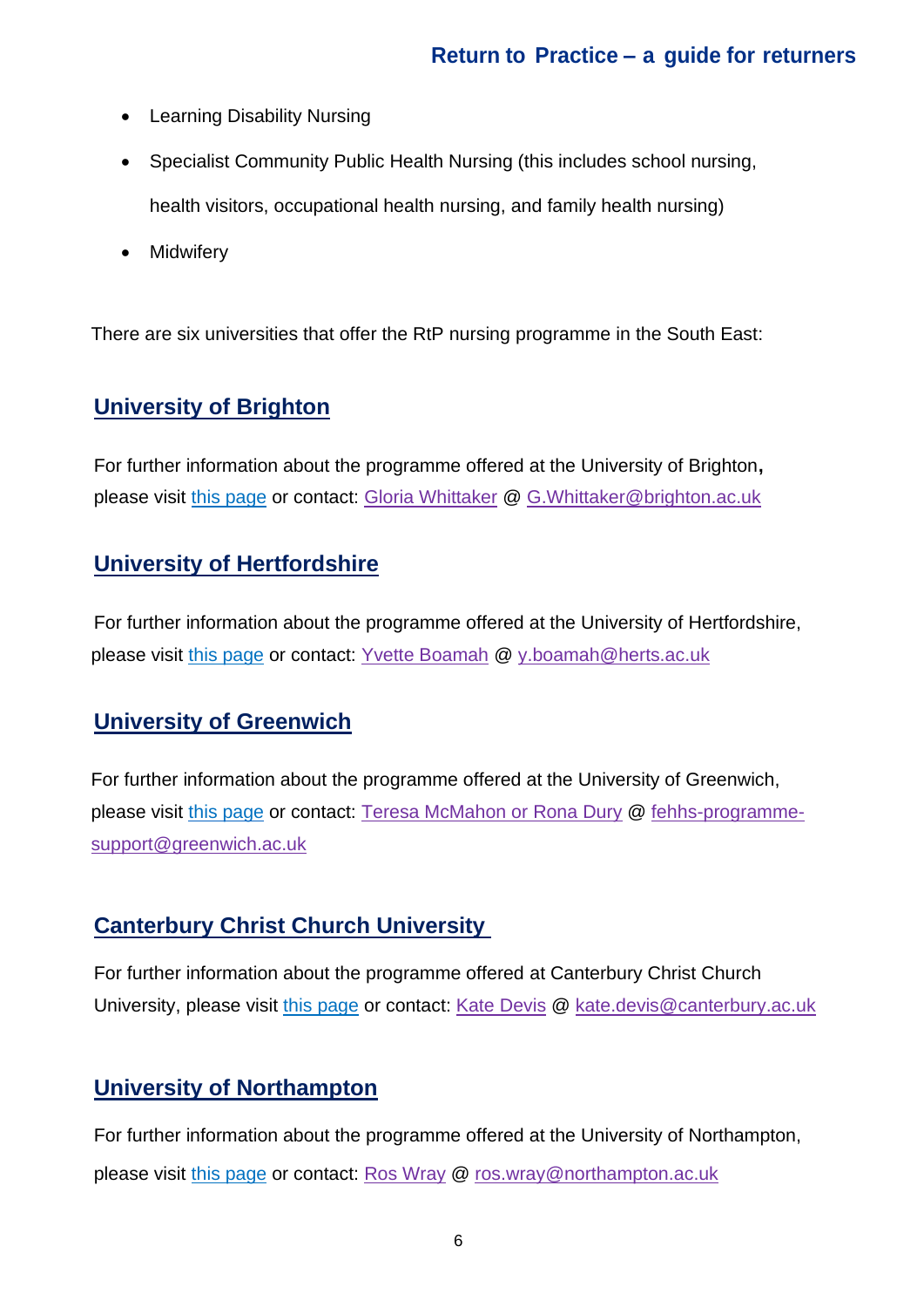- Learning Disability Nursing
- Specialist Community Public Health Nursing (this includes school nursing, health visitors, occupational health nursing, and family health nursing)
- Midwifery

There are six universities that offer the RtP nursing programme in the South East:

## University of Brighton

For further information about the programme offered at the University of Brighton, please visit this page or contact: Gloria Whittaker @ G.Whittaker@brighton.ac.uk

## University of Hertfordshire

For further information about the programme offered at the University of Hertfordshire, please visit this page or contact: Yvette Boamah @ y.boamah@herts.ac.uk

## University of Greenwich

For further information about the programme offered at the University of Greenwich, please visit this page or contact: Teresa McMahon or Rona Dury @ fehhs-programme-support@greenwich.ac.uk

## Canterbury Christ Church University

For further information about the programme offered at Canterbury Christ Church University, please visit this page or contact: Kate Devis @ kate.devis@canterbury.ac.uk

## University of Northampton

For further information about the programme offered at the University of Northampton, please visit this page or contact: Ros Wray @ ros.wray@northampton.ac.uk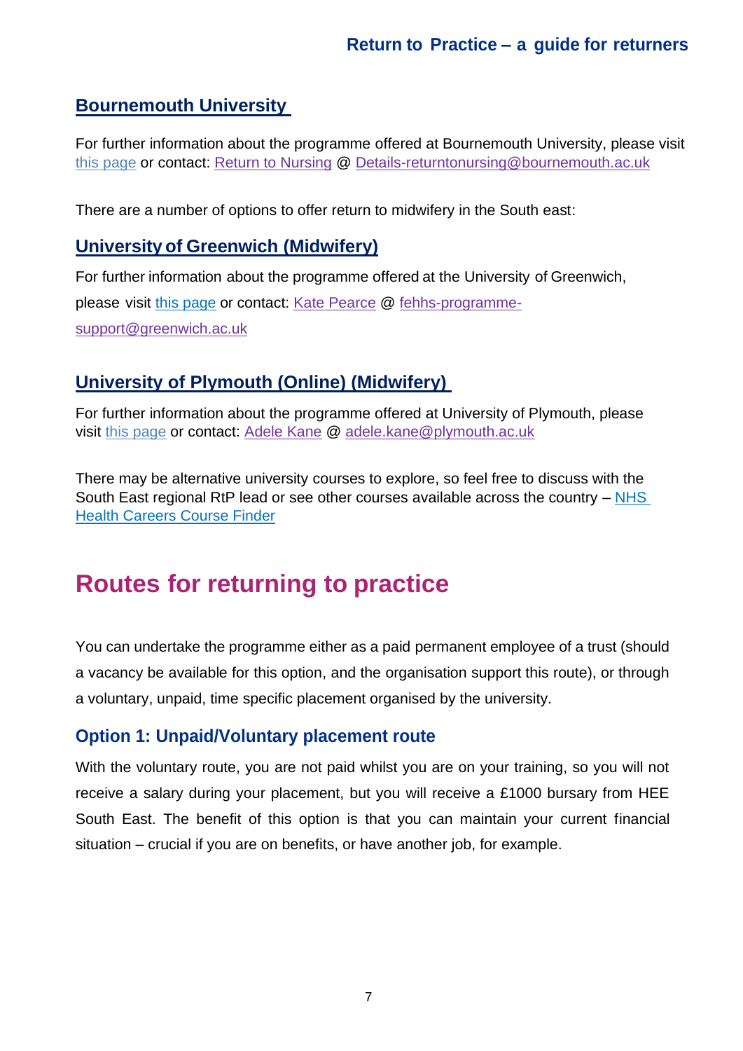### Bournemouth University

For further information about the programme offered at Bournemouth University, please visit this page or contact: Return to Nursing @ Details-returntonursing@bournemouth.ac.uk

There are a number of options to offer return to midwifery in the South east:

### University of Greenwich (Midwifery)

For further information about the programme offered at the University of Greenwich, please visit this page or contact: Kate Pearce @ fehhs-programme-support@greenwich.ac.uk

### University of Plymouth (Online) (Midwifery)

For further information about the programme offered at University of Plymouth, please visit this page or contact: Adele Kane @ adele.kane@plymouth.ac.uk

There may be alternative university courses to explore, so feel free to discuss with the South East regional RtP lead or see other courses available across the country – NHS Health Careers Course Finder

## Routes for returning to practice

You can undertake the programme either as a paid permanent employee of a trust (should a vacancy be available for this option, and the organisation support this route), or through a voluntary, unpaid, time specific placement organised by the university.

### Option 1: Unpaid/Voluntary placement route

With the voluntary route, you are not paid whilst you are on your training, so you will not receive a salary during your placement, but you will receive a £1000 bursary from HEE South East. The benefit of this option is that you can maintain your current financial situation – crucial if you are on benefits, or have another job, for example.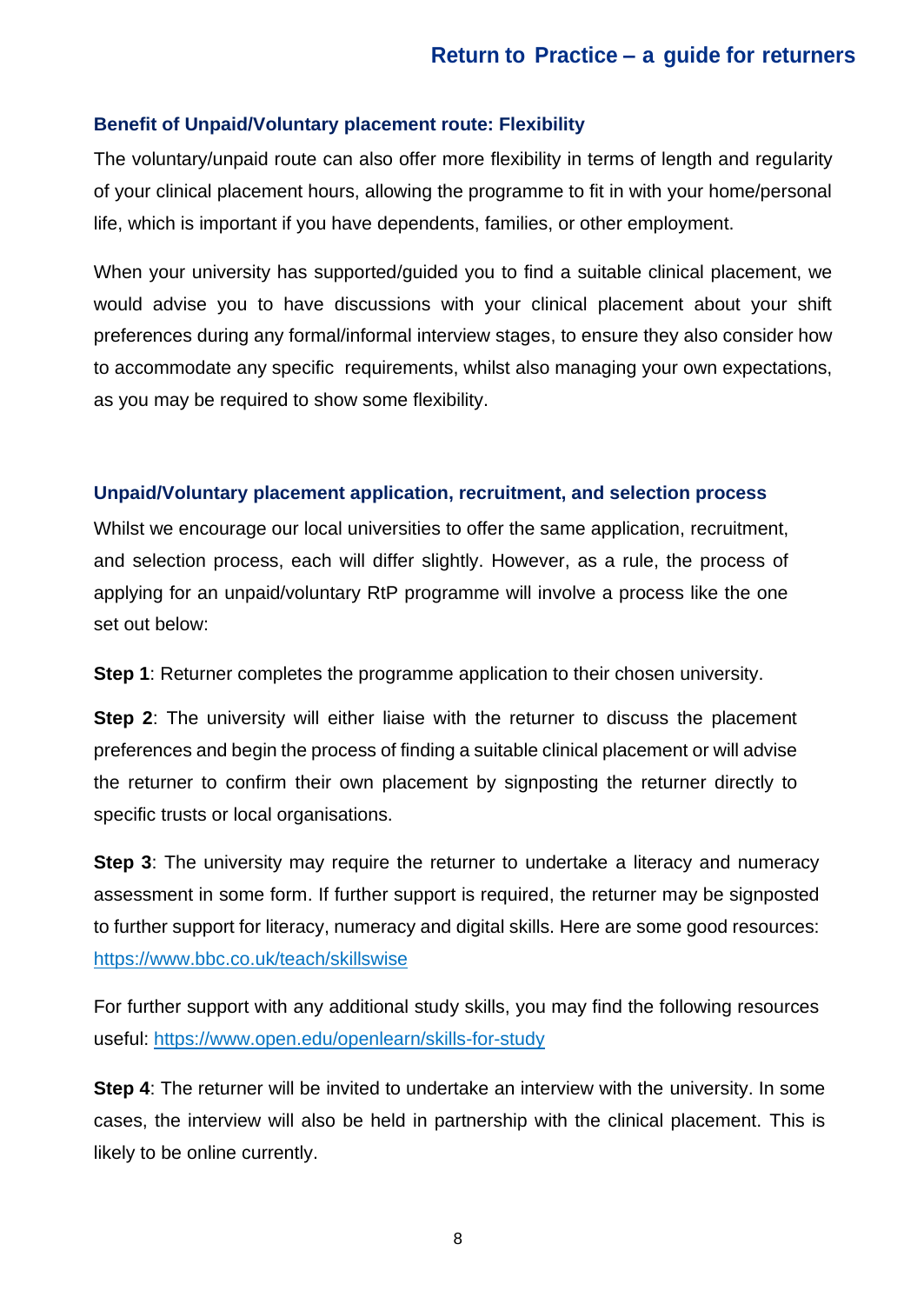### Benefit of Unpaid/Voluntary placement route: Flexibility

The voluntary/unpaid route can also offer more flexibility in terms of length and regularity of your clinical placement hours, allowing the programme to fit in with your home/personal life, which is important if you have dependents, families, or other employment.

When your university has supported/guided you to find a suitable clinical placement, we would advise you to have discussions with your clinical placement about your shift preferences during any formal/informal interview stages, to ensure they also consider how to accommodate any specific requirements, whilst also managing your own expectations, as you may be required to show some flexibility.

### Unpaid/Voluntary placement application, recruitment, and selection process

Whilst we encourage our local universities to offer the same application, recruitment, and selection process, each will differ slightly. However, as a rule, the process of applying for an unpaid/voluntary RtP programme will involve a process like the one set out below:

**Step 1**: Returner completes the programme application to their chosen university.

**Step 2**: The university will either liaise with the returner to discuss the placement preferences and begin the process of finding a suitable clinical placement or will advise the returner to confirm their own placement by signposting the returner directly to specific trusts or local organisations.

**Step 3**: The university may require the returner to undertake a literacy and numeracy assessment in some form. If further support is required, the returner may be signposted to further support for literacy, numeracy and digital skills. Here are some good resources: https://www.bbc.co.uk/teach/skillswise

For further support with any additional study skills, you may find the following resources useful: https://www.open.edu/openlearn/skills-for-study

**Step 4**: The returner will be invited to undertake an interview with the university. In some cases, the interview will also be held in partnership with the clinical placement. This is likely to be online currently.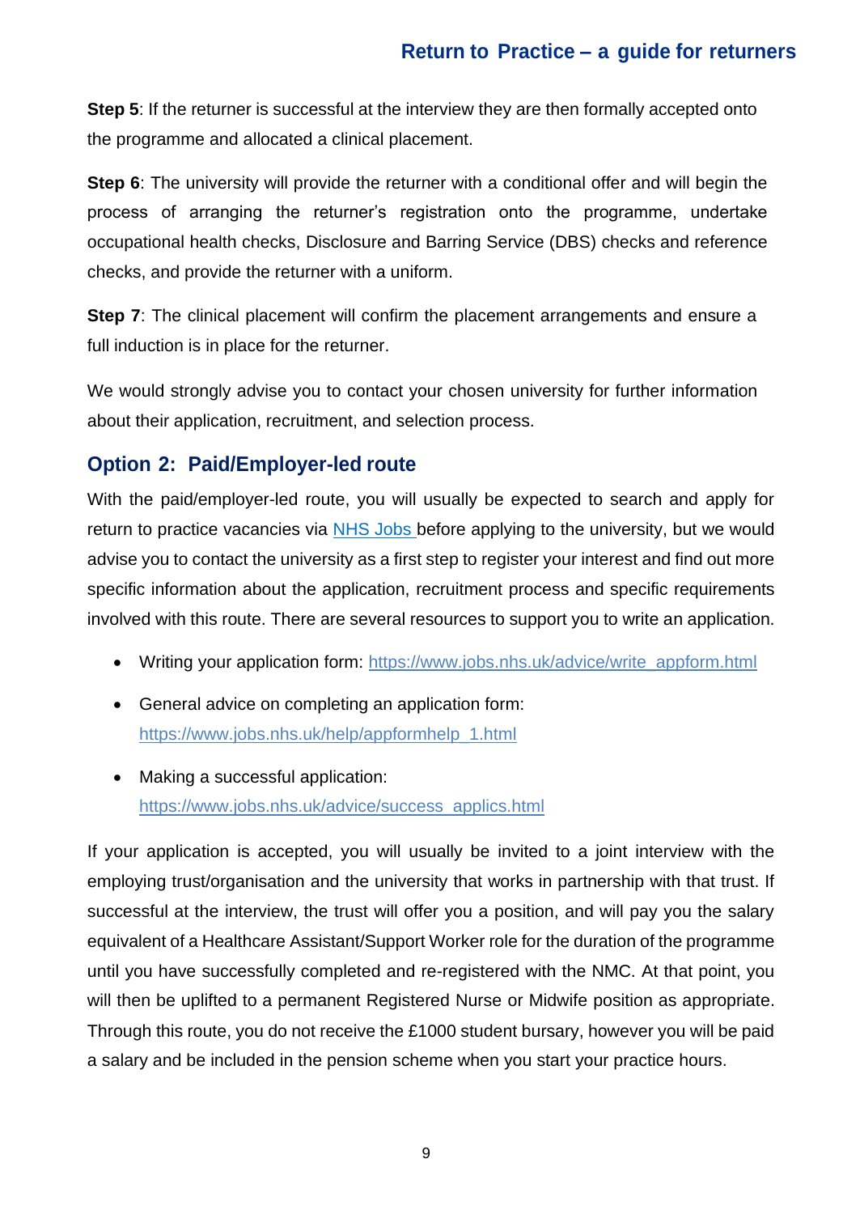**Step 5**: If the returner is successful at the interview they are then formally accepted onto the programme and allocated a clinical placement.

**Step 6**: The university will provide the returner with a conditional offer and will begin the process of arranging the returner's registration onto the programme, undertake occupational health checks, Disclosure and Barring Service (DBS) checks and reference checks, and provide the returner with a uniform.

**Step 7**: The clinical placement will confirm the placement arrangements and ensure a full induction is in place for the returner.

We would strongly advise you to contact your chosen university for further information about their application, recruitment, and selection process.

## Option 2: Paid/Employer-led route

With the paid/employer-led route, you will usually be expected to search and apply for return to practice vacancies via [NHS Jobs](https://www.jobs.nhs.uk) before applying to the university, but we would advise you to contact the university as a first step to register your interest and find out more specific information about the application, recruitment process and specific requirements involved with this route. There are several resources to support you to write an application.

- Writing your application form: [https://www.jobs.nhs.uk/advice/write_appform.html](https://www.jobs.nhs.uk/advice/write_appform.html)
- General advice on completing an application form: [https://www.jobs.nhs.uk/help/appformhelp_1.html](https://www.jobs.nhs.uk/help/appformhelp_1.html)
- Making a successful application: [https://www.jobs.nhs.uk/advice/success_applics.html](https://www.jobs.nhs.uk/advice/success_applics.html)

If your application is accepted, you will usually be invited to a joint interview with the employing trust/organisation and the university that works in partnership with that trust. If successful at the interview, the trust will offer you a position, and will pay you the salary equivalent of a Healthcare Assistant/Support Worker role for the duration of the programme until you have successfully completed and re-registered with the NMC. At that point, you will then be uplifted to a permanent Registered Nurse or Midwife position as appropriate. Through this route, you do not receive the £1000 student bursary, however you will be paid a salary and be included in the pension scheme when you start your practice hours.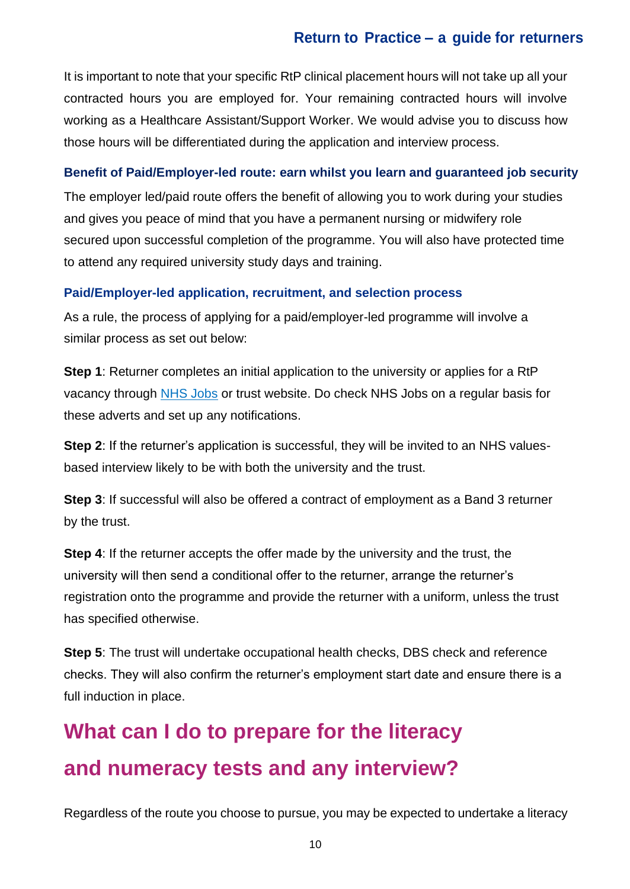It is important to note that your specific RtP clinical placement hours will not take up all your contracted hours you are employed for. Your remaining contracted hours will involve working as a Healthcare Assistant/Support Worker. We would advise you to discuss how those hours will be differentiated during the application and interview process.

### Benefit of Paid/Employer-led route: earn whilst you learn and guaranteed job security

The employer led/paid route offers the benefit of allowing you to work during your studies and gives you peace of mind that you have a permanent nursing or midwifery role secured upon successful completion of the programme. You will also have protected time to attend any required university study days and training.

### Paid/Employer-led application, recruitment, and selection process

As a rule, the process of applying for a paid/employer-led programme will involve a similar process as set out below:

**Step 1**: Returner completes an initial application to the university or applies for a RtP vacancy through NHS Jobs or trust website. Do check NHS Jobs on a regular basis for these adverts and set up any notifications.

**Step 2**: If the returner's application is successful, they will be invited to an NHS values-based interview likely to be with both the university and the trust.

**Step 3**: If successful will also be offered a contract of employment as a Band 3 returner by the trust.

**Step 4**: If the returner accepts the offer made by the university and the trust, the university will then send a conditional offer to the returner, arrange the returner's registration onto the programme and provide the returner with a uniform, unless the trust has specified otherwise.

**Step 5**: The trust will undertake occupational health checks, DBS check and reference checks. They will also confirm the returner's employment start date and ensure there is a full induction in place.

## What can I do to prepare for the literacy and numeracy tests and any interview?

Regardless of the route you choose to pursue, you may be expected to undertake a literacy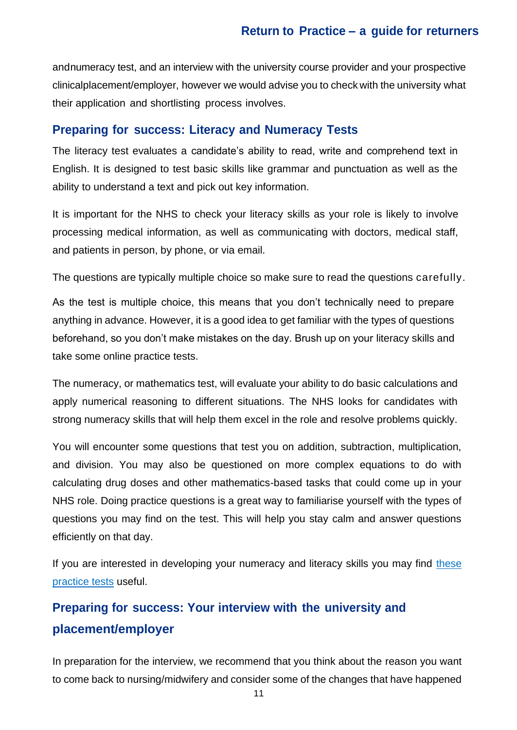andnumeracy test, and an interview with the university course provider and your prospective clinicalplacement/employer, however we would advise you to check with the university what their application and shortlisting process involves.

## Preparing for success: Literacy and Numeracy Tests

The literacy test evaluates a candidate's ability to read, write and comprehend text in English. It is designed to test basic skills like grammar and punctuation as well as the ability to understand a text and pick out key information.

It is important for the NHS to check your literacy skills as your role is likely to involve processing medical information, as well as communicating with doctors, medical staff, and patients in person, by phone, or via email.

The questions are typically multiple choice so make sure to read the questions carefully.

As the test is multiple choice, this means that you don't technically need to prepare anything in advance. However, it is a good idea to get familiar with the types of questions beforehand, so you don't make mistakes on the day. Brush up on your literacy skills and take some online practice tests.

The numeracy, or mathematics test, will evaluate your ability to do basic calculations and apply numerical reasoning to different situations. The NHS looks for candidates with strong numeracy skills that will help them excel in the role and resolve problems quickly.

You will encounter some questions that test you on addition, subtraction, multiplication, and division. You may also be questioned on more complex equations to do with calculating drug doses and other mathematics-based tasks that could come up in your NHS role. Doing practice questions is a great way to familiarise yourself with the types of questions you may find on the test. This will help you stay calm and answer questions efficiently on that day.

If you are interested in developing your numeracy and literacy skills you may find these practice tests useful.

## Preparing for success: Your interview with the university and placement/employer

In preparation for the interview, we recommend that you think about the reason you want to come back to nursing/midwifery and consider some of the changes that have happened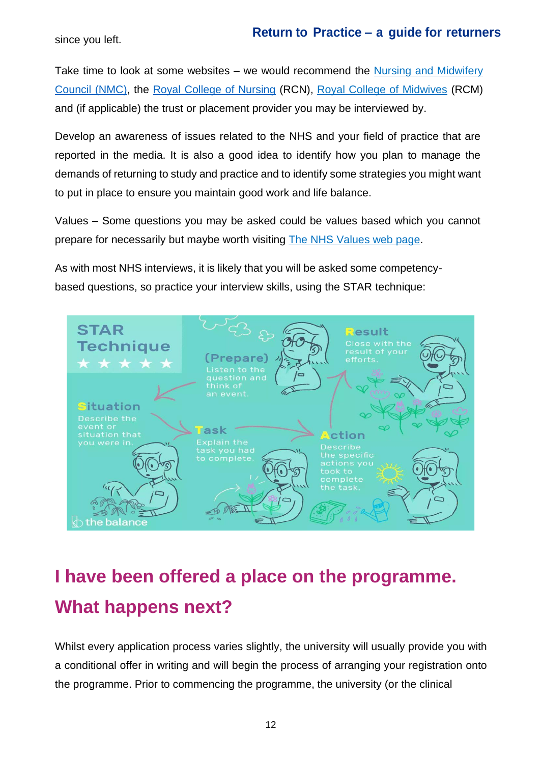since you left.

Take time to look at some websites – we would recommend the Nursing and Midwifery Council (NMC), the Royal College of Nursing (RCN), Royal College of Midwives (RCM) and (if applicable) the trust or placement provider you may be interviewed by.

Develop an awareness of issues related to the NHS and your field of practice that are reported in the media. It is also a good idea to identify how you plan to manage the demands of returning to study and practice and to identify some strategies you might want to put in place to ensure you maintain good work and life balance.

Values – Some questions you may be asked could be values based which you cannot prepare for necessarily but maybe worth visiting The NHS Values web page.

As with most NHS interviews, it is likely that you will be asked some competency-based questions, so practice your interview skills, using the STAR technique:

STAR Technique

(Prepare) Listen to the question and think of an event.

Situation: Describe the event or situation that you were in.

Task: Explain the task you had to complete.

Action: Describe the specific actions you took to complete the task.

Result: Close with the result of your efforts.

the balance

## I have been offered a place on the programme. What happens next?

Whilst every application process varies slightly, the university will usually provide you with a conditional offer in writing and will begin the process of arranging your registration onto the programme. Prior to commencing the programme, the university (or the clinical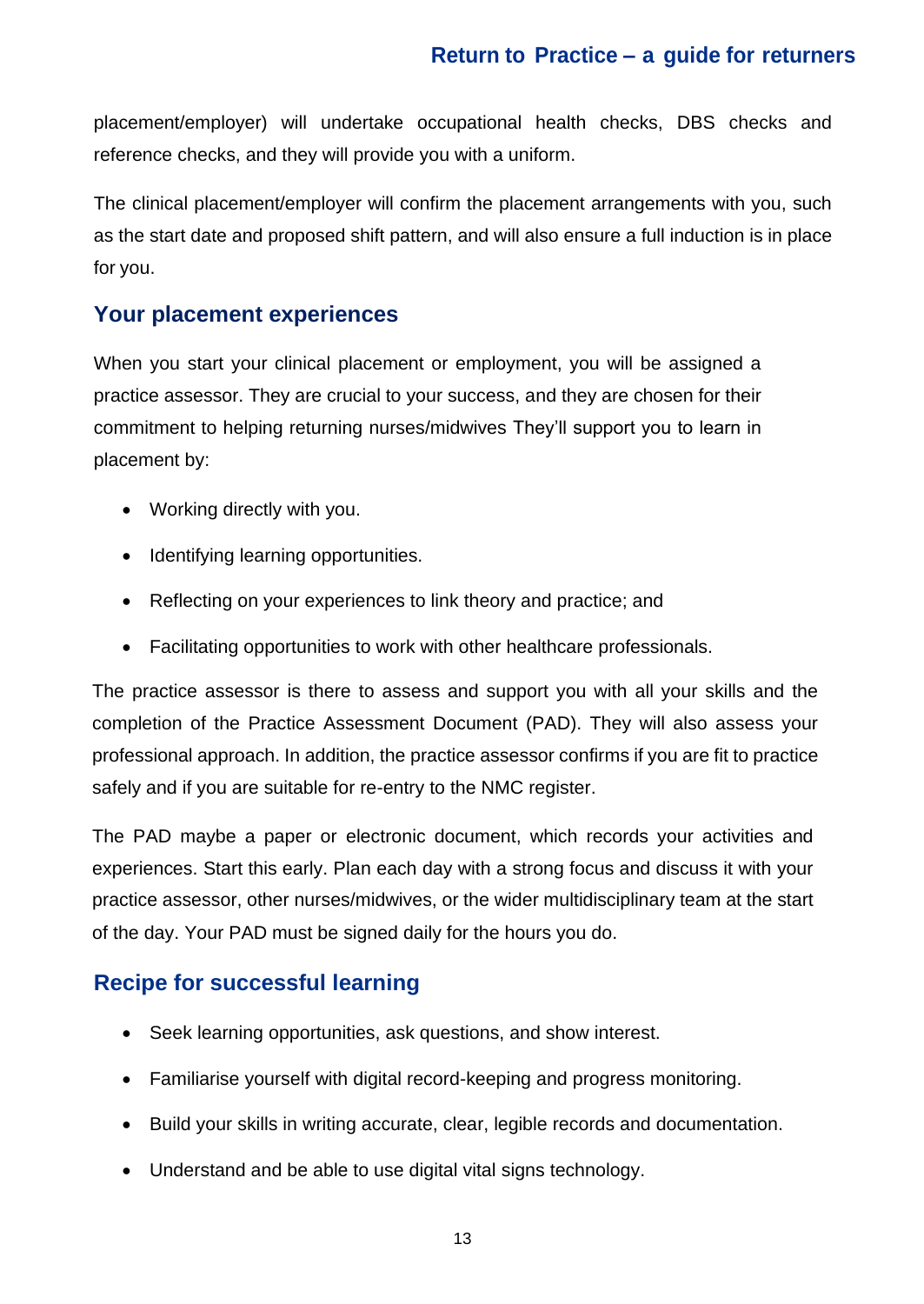placement/employer) will undertake occupational health checks, DBS checks and reference checks, and they will provide you with a uniform.

The clinical placement/employer will confirm the placement arrangements with you, such as the start date and proposed shift pattern, and will also ensure a full induction is in place for you.

## Your placement experiences

When you start your clinical placement or employment, you will be assigned a practice assessor. They are crucial to your success, and they are chosen for their commitment to helping returning nurses/midwives They'll support you to learn in placement by:

- Working directly with you.
- Identifying learning opportunities.
- Reflecting on your experiences to link theory and practice; and
- Facilitating opportunities to work with other healthcare professionals.

The practice assessor is there to assess and support you with all your skills and the completion of the Practice Assessment Document (PAD). They will also assess your professional approach. In addition, the practice assessor confirms if you are fit to practice safely and if you are suitable for re-entry to the NMC register.

The PAD maybe a paper or electronic document, which records your activities and experiences. Start this early. Plan each day with a strong focus and discuss it with your practice assessor, other nurses/midwives, or the wider multidisciplinary team at the start of the day. Your PAD must be signed daily for the hours you do.

## Recipe for successful learning

- Seek learning opportunities, ask questions, and show interest.
- Familiarise yourself with digital record-keeping and progress monitoring.
- Build your skills in writing accurate, clear, legible records and documentation.
- Understand and be able to use digital vital signs technology.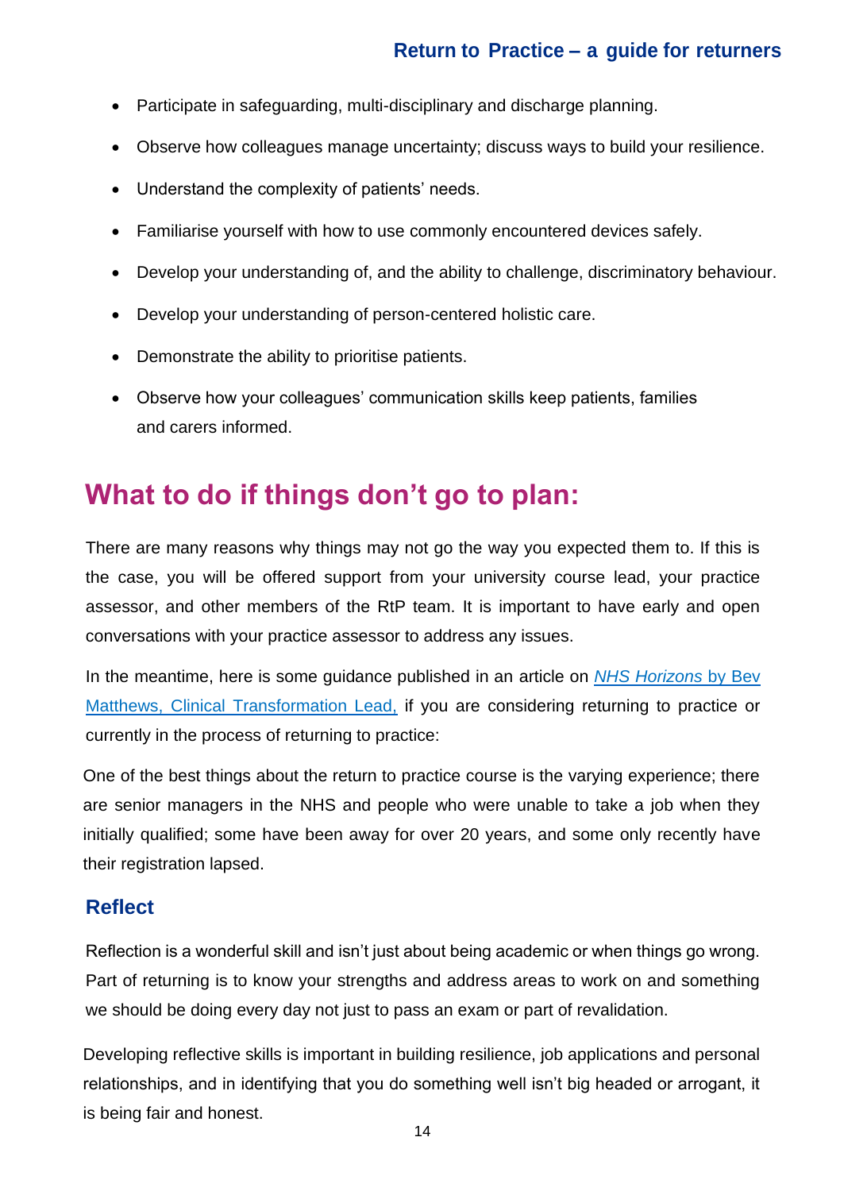- Participate in safeguarding, multi-disciplinary and discharge planning.
- Observe how colleagues manage uncertainty; discuss ways to build your resilience.
- Understand the complexity of patients' needs.
- Familiarise yourself with how to use commonly encountered devices safely.
- Develop your understanding of, and the ability to challenge, discriminatory behaviour.
- Develop your understanding of person-centered holistic care.
- Demonstrate the ability to prioritise patients.
- Observe how your colleagues' communication skills keep patients, families and carers informed.

## What to do if things don't go to plan:

There are many reasons why things may not go the way you expected them to. If this is the case, you will be offered support from your university course lead, your practice assessor, and other members of the RtP team. It is important to have early and open conversations with your practice assessor to address any issues.

In the meantime, here is some guidance published in an article on *NHS Horizons* by Bev Matthews, Clinical Transformation Lead, if you are considering returning to practice or currently in the process of returning to practice:

One of the best things about the return to practice course is the varying experience; there are senior managers in the NHS and people who were unable to take a job when they initially qualified; some have been away for over 20 years, and some only recently have their registration lapsed.

### Reflect

Reflection is a wonderful skill and isn't just about being academic or when things go wrong. Part of returning is to know your strengths and address areas to work on and something we should be doing every day not just to pass an exam or part of revalidation.

Developing reflective skills is important in building resilience, job applications and personal relationships, and in identifying that you do something well isn't big headed or arrogant, it is being fair and honest.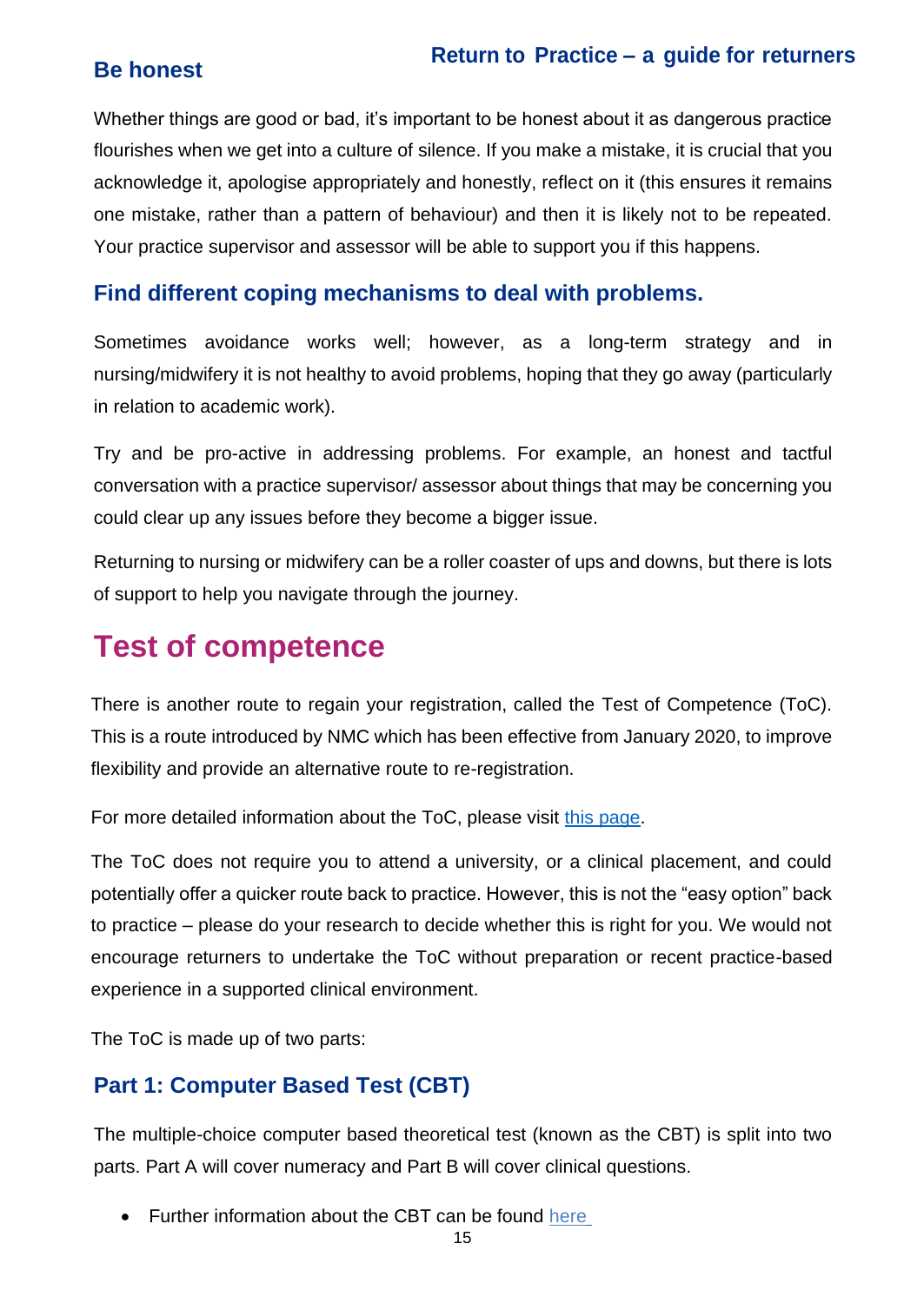## Be honest

Whether things are good or bad, it's important to be honest about it as dangerous practice flourishes when we get into a culture of silence. If you make a mistake, it is crucial that you acknowledge it, apologise appropriately and honestly, reflect on it (this ensures it remains one mistake, rather than a pattern of behaviour) and then it is likely not to be repeated. Your practice supervisor and assessor will be able to support you if this happens.

## Find different coping mechanisms to deal with problems.

Sometimes avoidance works well; however, as a long-term strategy and in nursing/midwifery it is not healthy to avoid problems, hoping that they go away (particularly in relation to academic work).

Try and be pro-active in addressing problems. For example, an honest and tactful conversation with a practice supervisor/ assessor about things that may be concerning you could clear up any issues before they become a bigger issue.

Returning to nursing or midwifery can be a roller coaster of ups and downs, but there is lots of support to help you navigate through the journey.

# Test of competence

There is another route to regain your registration, called the Test of Competence (ToC). This is a route introduced by NMC which has been effective from January 2020, to improve flexibility and provide an alternative route to re-registration.

For more detailed information about the ToC, please visit this page.

The ToC does not require you to attend a university, or a clinical placement, and could potentially offer a quicker route back to practice. However, this is not the "easy option" back to practice – please do your research to decide whether this is right for you. We would not encourage returners to undertake the ToC without preparation or recent practice-based experience in a supported clinical environment.

The ToC is made up of two parts:

## Part 1: Computer Based Test (CBT)

The multiple-choice computer based theoretical test (known as the CBT) is split into two parts. Part A will cover numeracy and Part B will cover clinical questions.

- Further information about the CBT can be found here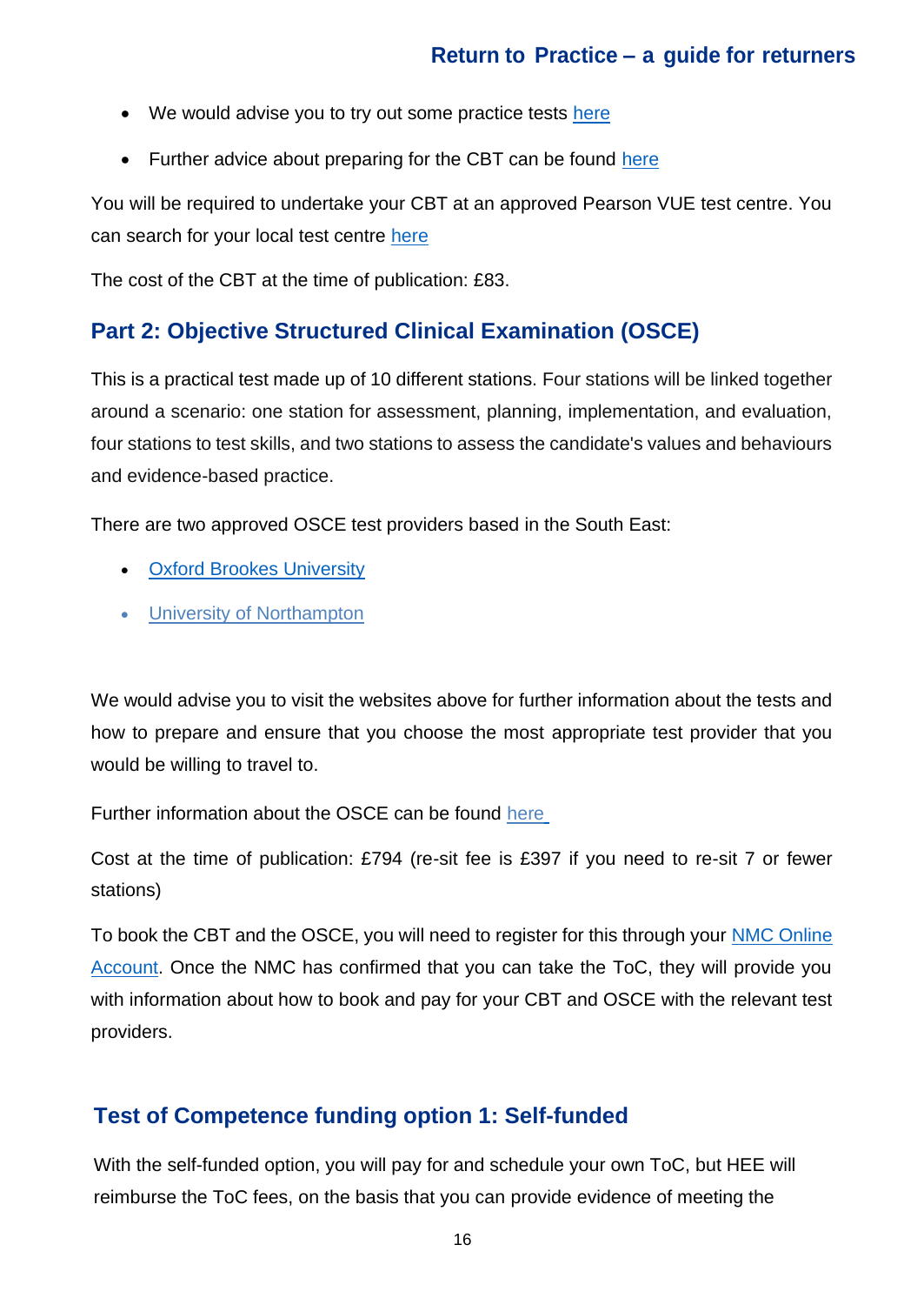- We would advise you to try out some practice tests here
- Further advice about preparing for the CBT can be found here

You will be required to undertake your CBT at an approved Pearson VUE test centre. You can search for your local test centre here

The cost of the CBT at the time of publication: £83.

## Part 2: Objective Structured Clinical Examination (OSCE)

This is a practical test made up of 10 different stations. Four stations will be linked together around a scenario: one station for assessment, planning, implementation, and evaluation, four stations to test skills, and two stations to assess the candidate's values and behaviours and evidence-based practice.

There are two approved OSCE test providers based in the South East:

- Oxford Brookes University
- University of Northampton

We would advise you to visit the websites above for further information about the tests and how to prepare and ensure that you choose the most appropriate test provider that you would be willing to travel to.

Further information about the OSCE can be found here

Cost at the time of publication: £794 (re-sit fee is £397 if you need to re-sit 7 or fewer stations)

To book the CBT and the OSCE, you will need to register for this through your NMC Online Account. Once the NMC has confirmed that you can take the ToC, they will provide you with information about how to book and pay for your CBT and OSCE with the relevant test providers.

## Test of Competence funding option 1: Self-funded

With the self-funded option, you will pay for and schedule your own ToC, but HEE will reimburse the ToC fees, on the basis that you can provide evidence of meeting the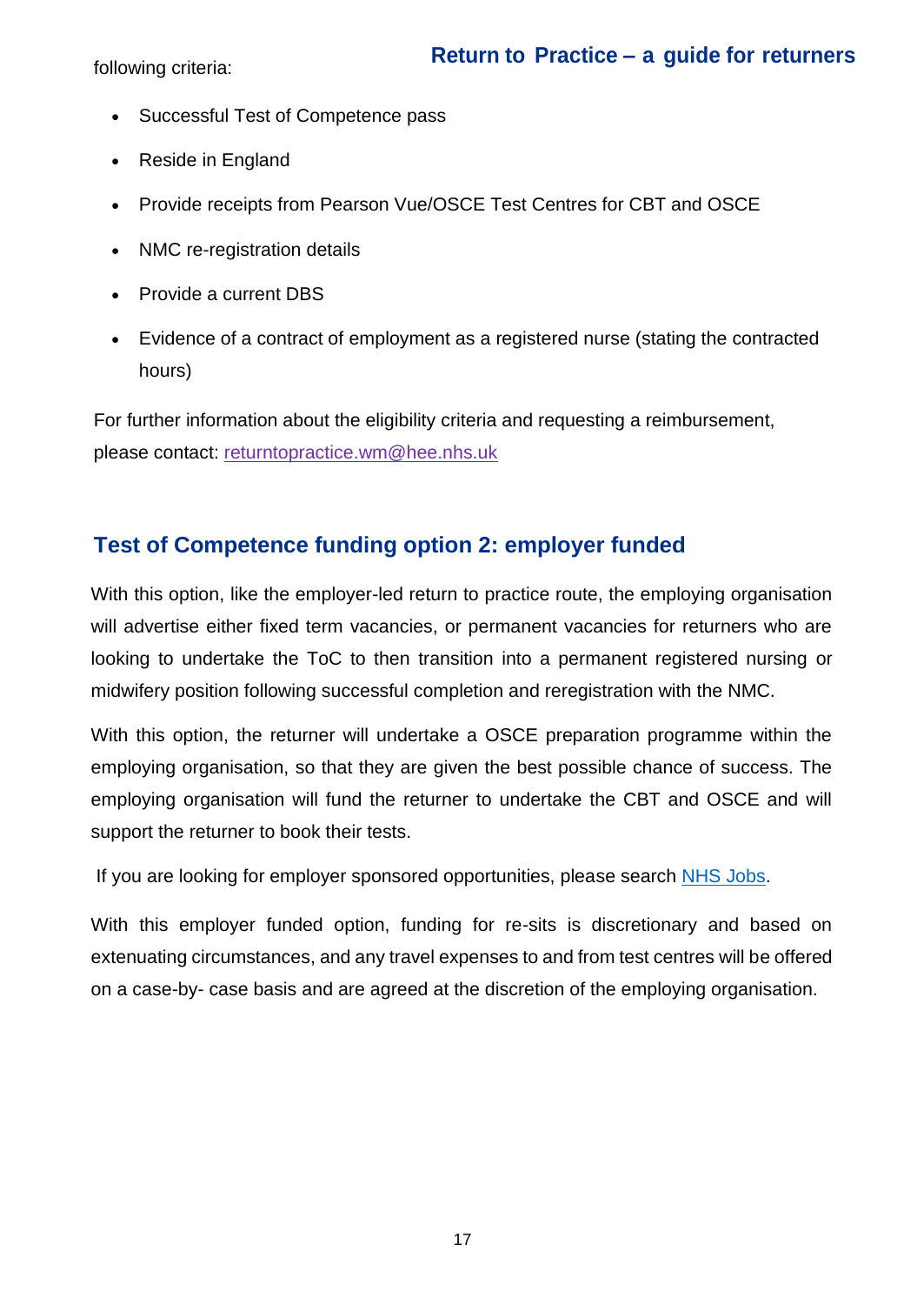following criteria:

- Successful Test of Competence pass
- Reside in England
- Provide receipts from Pearson Vue/OSCE Test Centres for CBT and OSCE
- NMC re-registration details
- Provide a current DBS
- Evidence of a contract of employment as a registered nurse (stating the contracted hours)

For further information about the eligibility criteria and requesting a reimbursement, please contact: [returntopractice.wm@hee.nhs.uk](mailto:returntopractice.wm@hee.nhs.uk)

## Test of Competence funding option 2: employer funded

With this option, like the employer-led return to practice route, the employing organisation will advertise either fixed term vacancies, or permanent vacancies for returners who are looking to undertake the ToC to then transition into a permanent registered nursing or midwifery position following successful completion and reregistration with the NMC.

With this option, the returner will undertake a OSCE preparation programme within the employing organisation, so that they are given the best possible chance of success. The employing organisation will fund the returner to undertake the CBT and OSCE and will support the returner to book their tests.

If you are looking for employer sponsored opportunities, please search NHS Jobs.

With this employer funded option, funding for re-sits is discretionary and based on extenuating circumstances, and any travel expenses to and from test centres will be offered on a case-by- case basis and are agreed at the discretion of the employing organisation.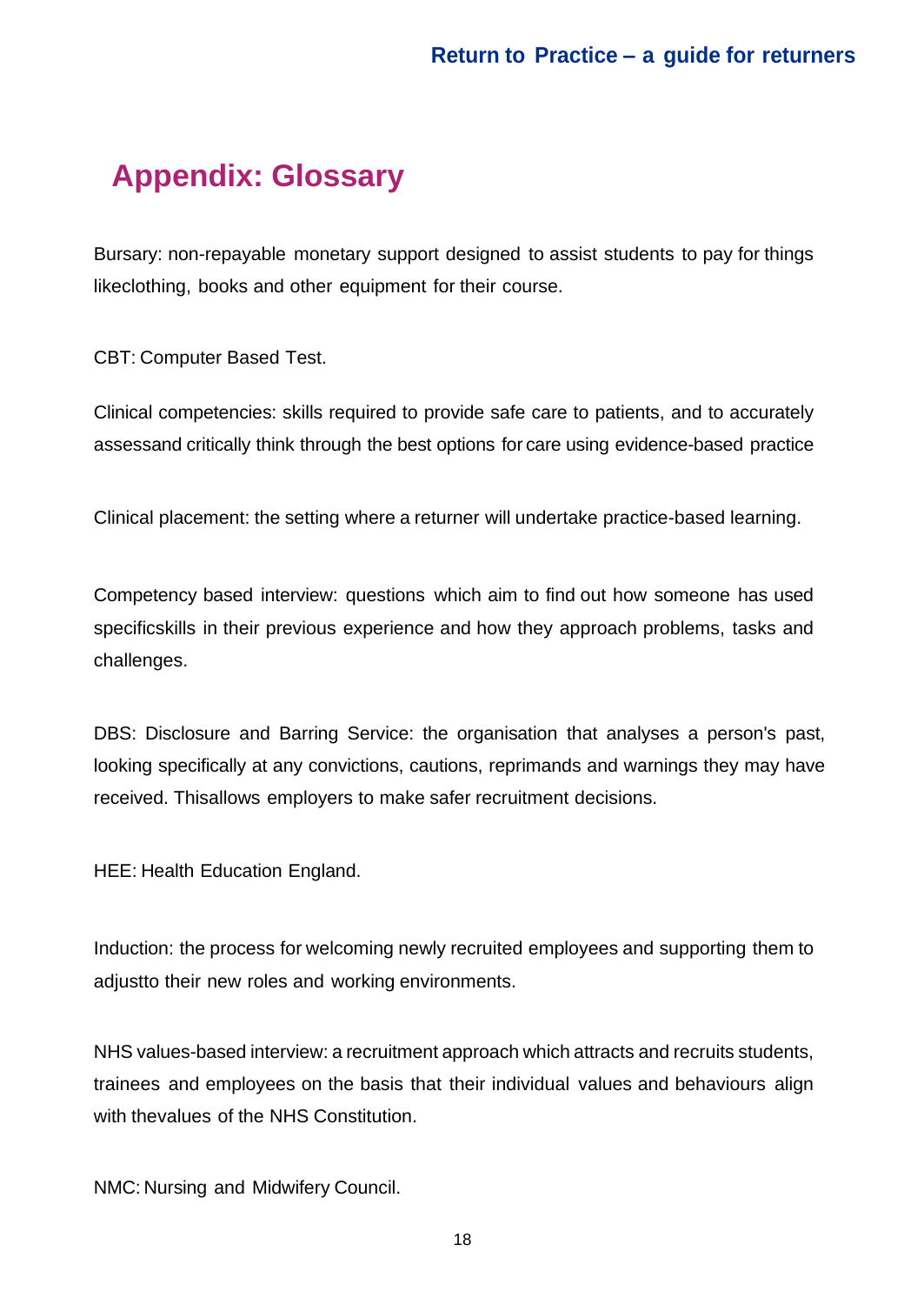# Appendix: Glossary

Bursary: non-repayable monetary support designed to assist students to pay for things likeclothing, books and other equipment for their course.

CBT: Computer Based Test.

Clinical competencies: skills required to provide safe care to patients, and to accurately assessand critically think through the best options for care using evidence-based practice

Clinical placement: the setting where a returner will undertake practice-based learning.

Competency based interview: questions which aim to find out how someone has used specificskills in their previous experience and how they approach problems, tasks and challenges.

DBS: Disclosure and Barring Service: the organisation that analyses a person's past, looking specifically at any convictions, cautions, reprimands and warnings they may have received. Thisallows employers to make safer recruitment decisions.

HEE: Health Education England.

Induction: the process for welcoming newly recruited employees and supporting them to adjustto their new roles and working environments.

NHS values-based interview: a recruitment approach which attracts and recruits students, trainees and employees on the basis that their individual values and behaviours align with thevalues of the NHS Constitution.

NMC: Nursing and Midwifery Council.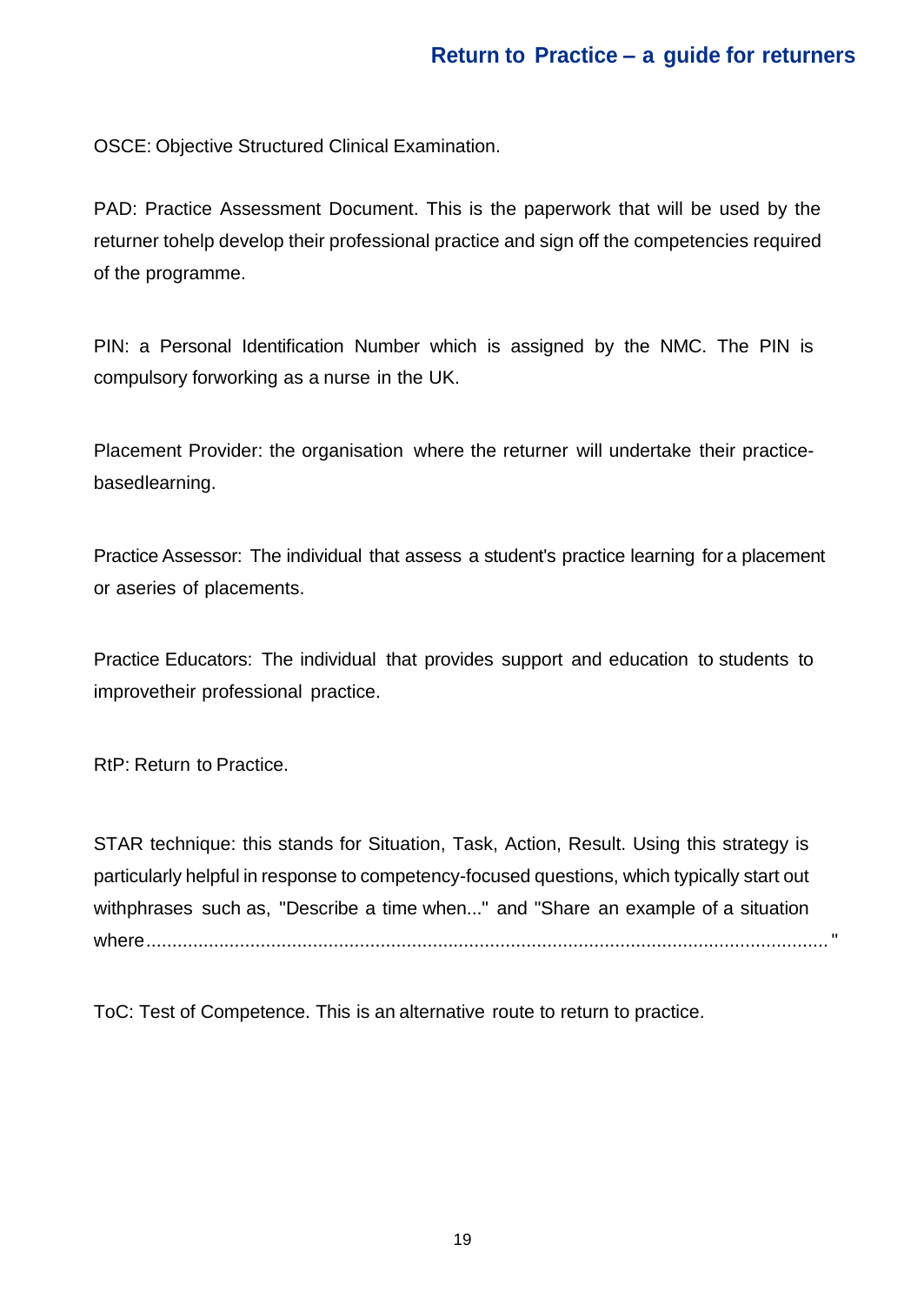OSCE: Objective Structured Clinical Examination.

PAD: Practice Assessment Document. This is the paperwork that will be used by the returner tohelp develop their professional practice and sign off the competencies required of the programme.

PIN: a Personal Identification Number which is assigned by the NMC. The PIN is compulsory forworking as a nurse in the UK.

Placement Provider: the organisation where the returner will undertake their practice-basedlearning.

Practice Assessor: The individual that assess a student's practice learning for a placement or aseries of placements.

Practice Educators: The individual that provides support and education to students to improvetheir professional practice.

RtP: Return to Practice.

STAR technique: this stands for Situation, Task, Action, Result. Using this strategy is particularly helpful in response to competency-focused questions, which typically start out withphrases such as, "Describe a time when..." and "Share an example of a situation where......................................................................................................................................"

ToC: Test of Competence. This is an alternative route to return to practice.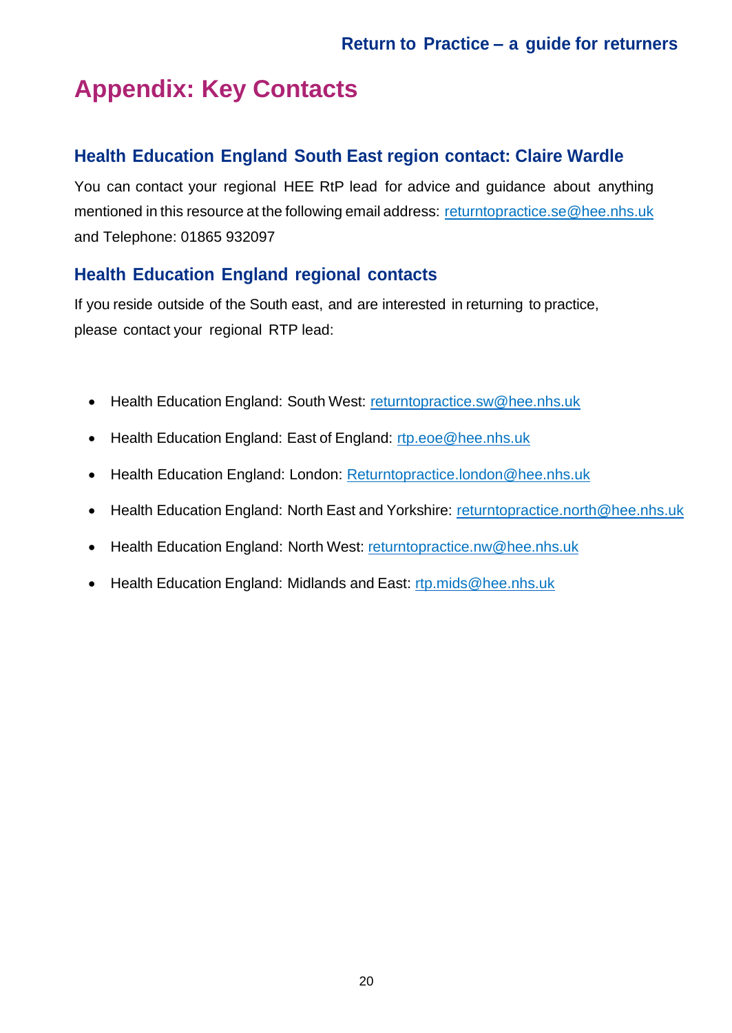# Appendix: Key Contacts

## Health Education England South East region contact: Claire Wardle

You can contact your regional HEE RtP lead for advice and guidance about anything mentioned in this resource at the following email address: returntopractice.se@hee.nhs.uk and Telephone: 01865 932097

## Health Education England regional contacts

If you reside outside of the South east, and are interested in returning to practice, please contact your regional RTP lead:

- Health Education England: South West: returntopractice.sw@hee.nhs.uk
- Health Education England: East of England: rtp.eoe@hee.nhs.uk
- Health Education England: London: Returntopractice.london@hee.nhs.uk
- Health Education England: North East and Yorkshire: returntopractice.north@hee.nhs.uk
- Health Education England: North West: returntopractice.nw@hee.nhs.uk
- Health Education England: Midlands and East: rtp.mids@hee.nhs.uk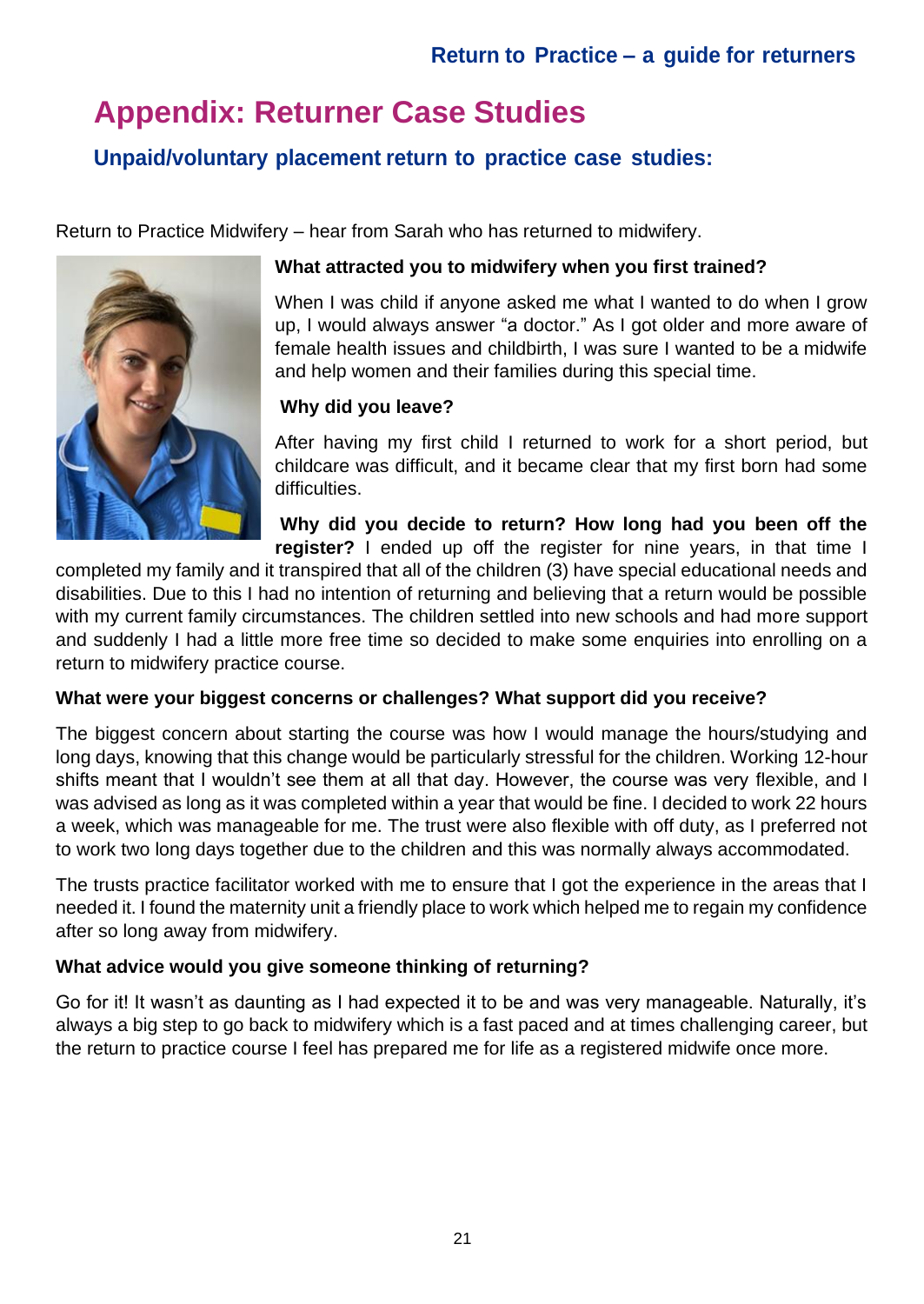# Appendix: Returner Case Studies

## Unpaid/voluntary placement return to practice case studies:

Return to Practice Midwifery – hear from Sarah who has returned to midwifery.

**What attracted you to midwifery when you first trained?**

When I was child if anyone asked me what I wanted to do when I grow up, I would always answer “a doctor.” As I got older and more aware of female health issues and childbirth, I was sure I wanted to be a midwife and help women and their families during this special time.

**Why did you leave?**

After having my first child I returned to work for a short period, but childcare was difficult, and it became clear that my first born had some difficulties.

**Why did you decide to return? How long had you been off the register?** I ended up off the register for nine years, in that time I completed my family and it transpired that all of the children (3) have special educational needs and disabilities. Due to this I had no intention of returning and believing that a return would be possible with my current family circumstances. The children settled into new schools and had more support and suddenly I had a little more free time so decided to make some enquiries into enrolling on a return to midwifery practice course.

**What were your biggest concerns or challenges? What support did you receive?**

The biggest concern about starting the course was how I would manage the hours/studying and long days, knowing that this change would be particularly stressful for the children. Working 12-hour shifts meant that I wouldn’t see them at all that day. However, the course was very flexible, and I was advised as long as it was completed within a year that would be fine. I decided to work 22 hours a week, which was manageable for me. The trust were also flexible with off duty, as I preferred not to work two long days together due to the children and this was normally always accommodated.

The trusts practice facilitator worked with me to ensure that I got the experience in the areas that I needed it. I found the maternity unit a friendly place to work which helped me to regain my confidence after so long away from midwifery.

**What advice would you give someone thinking of returning?**

Go for it! It wasn’t as daunting as I had expected it to be and was very manageable. Naturally, it’s always a big step to go back to midwifery which is a fast paced and at times challenging career, but the return to practice course I feel has prepared me for life as a registered midwife once more.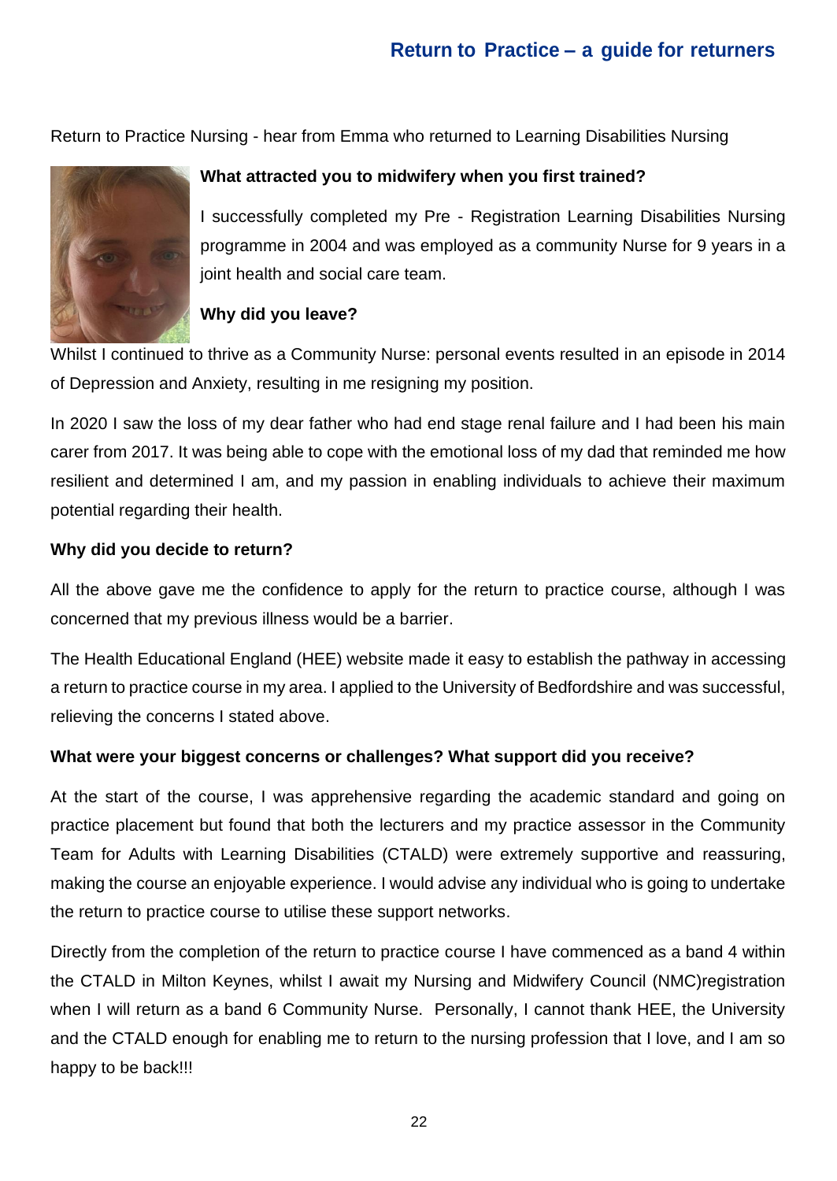Return to Practice Nursing - hear from Emma who returned to Learning Disabilities Nursing

**What attracted you to midwifery when you first trained?**

I successfully completed my Pre - Registration Learning Disabilities Nursing programme in 2004 and was employed as a community Nurse for 9 years in a joint health and social care team.

**Why did you leave?**

Whilst I continued to thrive as a Community Nurse: personal events resulted in an episode in 2014 of Depression and Anxiety, resulting in me resigning my position.

In 2020 I saw the loss of my dear father who had end stage renal failure and I had been his main carer from 2017. It was being able to cope with the emotional loss of my dad that reminded me how resilient and determined I am, and my passion in enabling individuals to achieve their maximum potential regarding their health.

**Why did you decide to return?**

All the above gave me the confidence to apply for the return to practice course, although I was concerned that my previous illness would be a barrier.

The Health Educational England (HEE) website made it easy to establish the pathway in accessing a return to practice course in my area. I applied to the University of Bedfordshire and was successful, relieving the concerns I stated above.

**What were your biggest concerns or challenges? What support did you receive?**

At the start of the course, I was apprehensive regarding the academic standard and going on practice placement but found that both the lecturers and my practice assessor in the Community Team for Adults with Learning Disabilities (CTALD) were extremely supportive and reassuring, making the course an enjoyable experience. I would advise any individual who is going to undertake the return to practice course to utilise these support networks.

Directly from the completion of the return to practice course I have commenced as a band 4 within the CTALD in Milton Keynes, whilst I await my Nursing and Midwifery Council (NMC)registration when I will return as a band 6 Community Nurse. Personally, I cannot thank HEE, the University and the CTALD enough for enabling me to return to the nursing profession that I love, and I am so happy to be back!!!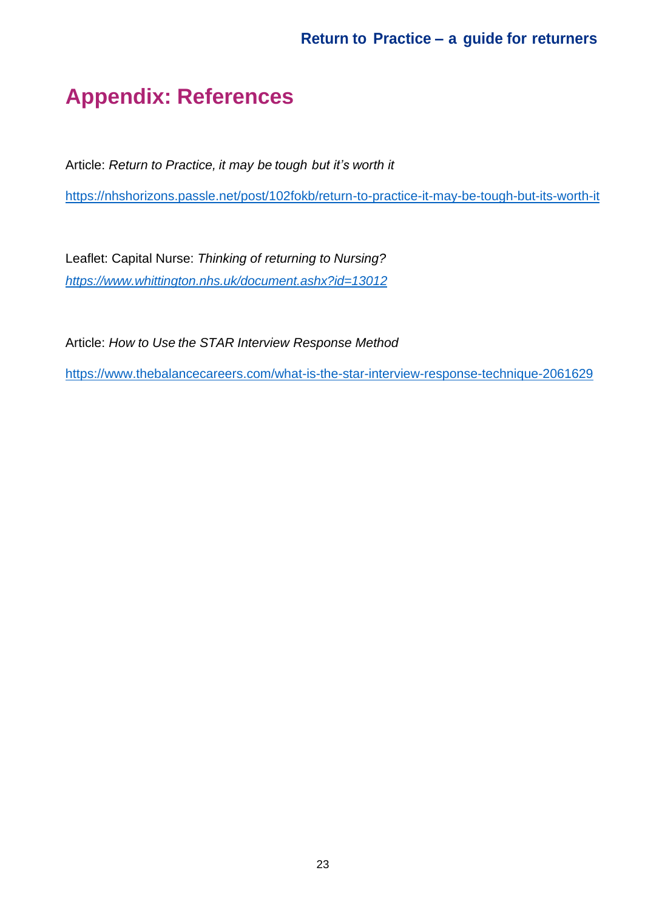# Appendix: References

Article: *Return to Practice, it may be tough but it's worth it*

https://nhshorizons.passle.net/post/102fokb/return-to-practice-it-may-be-tough-but-its-worth-it

Leaflet: Capital Nurse: *Thinking of returning to Nursing?*

*https://www.whittington.nhs.uk/document.ashx?id=13012*

Article: *How to Use the STAR Interview Response Method*

https://www.thebalancecareers.com/what-is-the-star-interview-response-technique-2061629